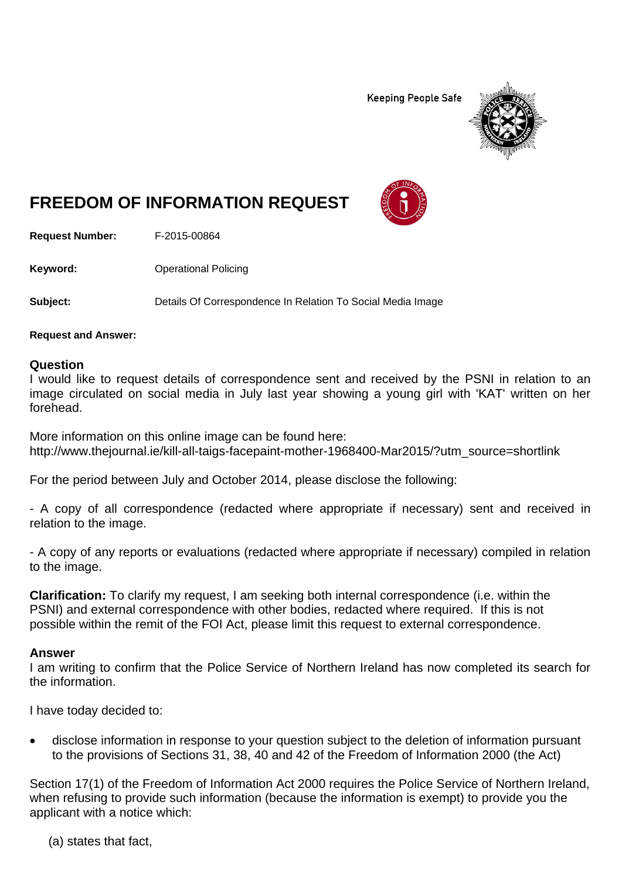Keeping People Safe

# FREEDOM OF INFORMATION REQUEST

**Request Number:** F-2015-00864

**Keyword:** Operational Policing

**Subject:** Details Of Correspondence In Relation To Social Media Image

**Request and Answer:**

## Question

I would like to request details of correspondence sent and received by the PSNI in relation to an image circulated on social media in July last year showing a young girl with 'KAT' written on her forehead.

More information on this online image can be found here:
http://www.thejournal.ie/kill-all-taigs-facepaint-mother-1968400-Mar2015/?utm_source=shortlink

For the period between July and October 2014, please disclose the following:

- A copy of all correspondence (redacted where appropriate if necessary) sent and received in relation to the image.

- A copy of any reports or evaluations (redacted where appropriate if necessary) compiled in relation to the image.

**Clarification:** To clarify my request, I am seeking both internal correspondence (i.e. within the PSNI) and external correspondence with other bodies, redacted where required. If this is not possible within the remit of the FOI Act, please limit this request to external correspondence.

## Answer

I am writing to confirm that the Police Service of Northern Ireland has now completed its search for the information.

I have today decided to:

- disclose information in response to your question subject to the deletion of information pursuant to the provisions of Sections 31, 38, 40 and 42 of the Freedom of Information 2000 (the Act)

Section 17(1) of the Freedom of Information Act 2000 requires the Police Service of Northern Ireland, when refusing to provide such information (because the information is exempt) to provide you the applicant with a notice which:

(a) states that fact,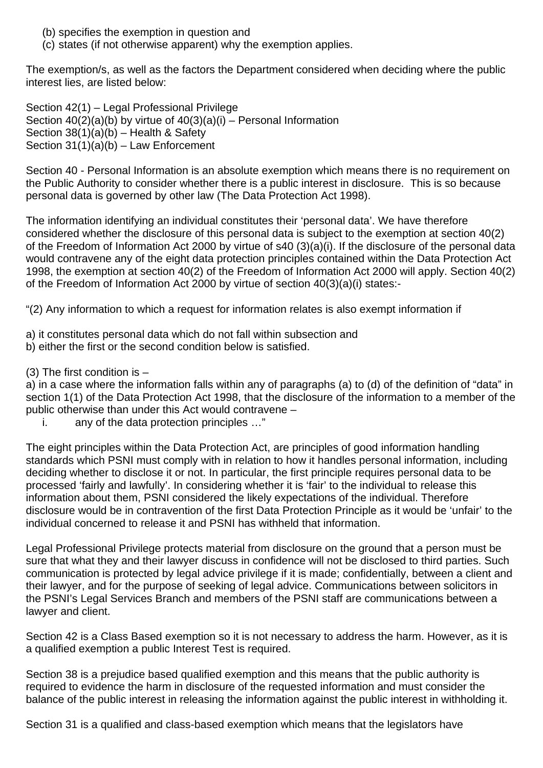(b) specifies the exemption in question and
(c) states (if not otherwise apparent) why the exemption applies.

The exemption/s, as well as the factors the Department considered when deciding where the public interest lies, are listed below:

Section 42(1) – Legal Professional Privilege
Section 40(2)(a)(b) by virtue of 40(3)(a)(i) – Personal Information
Section 38(1)(a)(b) – Health & Safety
Section 31(1)(a)(b) – Law Enforcement

Section 40 - Personal Information is an absolute exemption which means there is no requirement on the Public Authority to consider whether there is a public interest in disclosure. This is so because personal data is governed by other law (The Data Protection Act 1998).

The information identifying an individual constitutes their 'personal data'. We have therefore considered whether the disclosure of this personal data is subject to the exemption at section 40(2) of the Freedom of Information Act 2000 by virtue of s40 (3)(a)(i). If the disclosure of the personal data would contravene any of the eight data protection principles contained within the Data Protection Act 1998, the exemption at section 40(2) of the Freedom of Information Act 2000 will apply. Section 40(2) of the Freedom of Information Act 2000 by virtue of section 40(3)(a)(i) states:-

"(2) Any information to which a request for information relates is also exempt information if

a) it constitutes personal data which do not fall within subsection and
b) either the first or the second condition below is satisfied.

(3) The first condition is –
a) in a case where the information falls within any of paragraphs (a) to (d) of the definition of "data" in section 1(1) of the Data Protection Act 1998, that the disclosure of the information to a member of the public otherwise than under this Act would contravene –

i. any of the data protection principles …"

The eight principles within the Data Protection Act, are principles of good information handling standards which PSNI must comply with in relation to how it handles personal information, including deciding whether to disclose it or not. In particular, the first principle requires personal data to be processed 'fairly and lawfully'. In considering whether it is 'fair' to the individual to release this information about them, PSNI considered the likely expectations of the individual. Therefore disclosure would be in contravention of the first Data Protection Principle as it would be 'unfair' to the individual concerned to release it and PSNI has withheld that information.

Legal Professional Privilege protects material from disclosure on the ground that a person must be sure that what they and their lawyer discuss in confidence will not be disclosed to third parties. Such communication is protected by legal advice privilege if it is made; confidentially, between a client and their lawyer, and for the purpose of seeking of legal advice. Communications between solicitors in the PSNI's Legal Services Branch and members of the PSNI staff are communications between a lawyer and client.

Section 42 is a Class Based exemption so it is not necessary to address the harm. However, as it is a qualified exemption a public Interest Test is required.

Section 38 is a prejudice based qualified exemption and this means that the public authority is required to evidence the harm in disclosure of the requested information and must consider the balance of the public interest in releasing the information against the public interest in withholding it.

Section 31 is a qualified and class-based exemption which means that the legislators have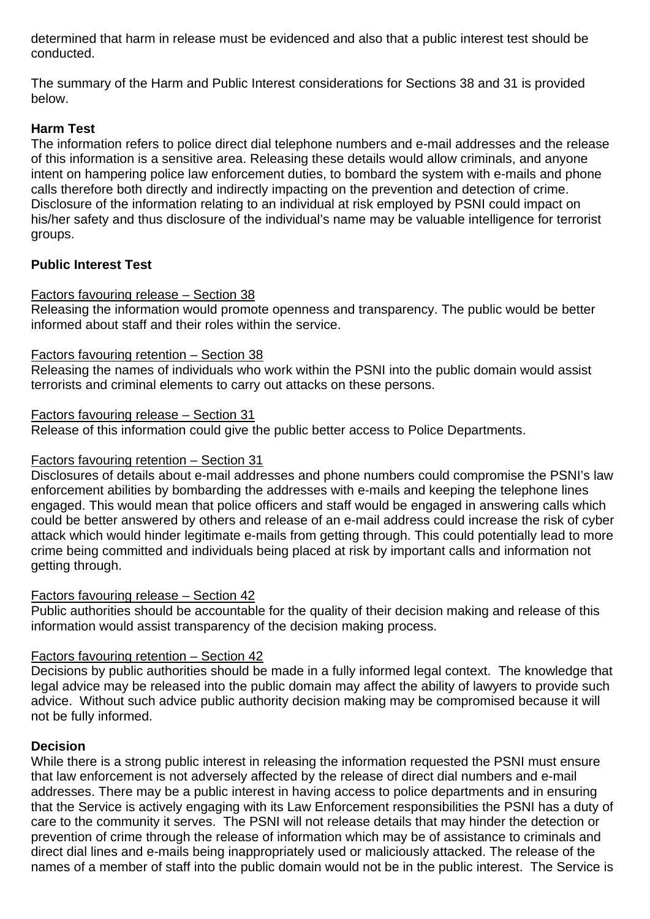determined that harm in release must be evidenced and also that a public interest test should be conducted.

The summary of the Harm and Public Interest considerations for Sections 38 and 31 is provided below.

**Harm Test**
The information refers to police direct dial telephone numbers and e-mail addresses and the release of this information is a sensitive area. Releasing these details would allow criminals, and anyone intent on hampering police law enforcement duties, to bombard the system with e-mails and phone calls therefore both directly and indirectly impacting on the prevention and detection of crime. Disclosure of the information relating to an individual at risk employed by PSNI could impact on his/her safety and thus disclosure of the individual's name may be valuable intelligence for terrorist groups.

**Public Interest Test**

Factors favouring release – Section 38
Releasing the information would promote openness and transparency. The public would be better informed about staff and their roles within the service.

Factors favouring retention – Section 38
Releasing the names of individuals who work within the PSNI into the public domain would assist terrorists and criminal elements to carry out attacks on these persons.

Factors favouring release – Section 31
Release of this information could give the public better access to Police Departments.

Factors favouring retention – Section 31
Disclosures of details about e-mail addresses and phone numbers could compromise the PSNI's law enforcement abilities by bombarding the addresses with e-mails and keeping the telephone lines engaged. This would mean that police officers and staff would be engaged in answering calls which could be better answered by others and release of an e-mail address could increase the risk of cyber attack which would hinder legitimate e-mails from getting through. This could potentially lead to more crime being committed and individuals being placed at risk by important calls and information not getting through.

Factors favouring release – Section 42
Public authorities should be accountable for the quality of their decision making and release of this information would assist transparency of the decision making process.

Factors favouring retention – Section 42
Decisions by public authorities should be made in a fully informed legal context. The knowledge that legal advice may be released into the public domain may affect the ability of lawyers to provide such advice. Without such advice public authority decision making may be compromised because it will not be fully informed.

**Decision**
While there is a strong public interest in releasing the information requested the PSNI must ensure that law enforcement is not adversely affected by the release of direct dial numbers and e-mail addresses. There may be a public interest in having access to police departments and in ensuring that the Service is actively engaging with its Law Enforcement responsibilities the PSNI has a duty of care to the community it serves. The PSNI will not release details that may hinder the detection or prevention of crime through the release of information which may be of assistance to criminals and direct dial lines and e-mails being inappropriately used or maliciously attacked. The release of the names of a member of staff into the public domain would not be in the public interest. The Service is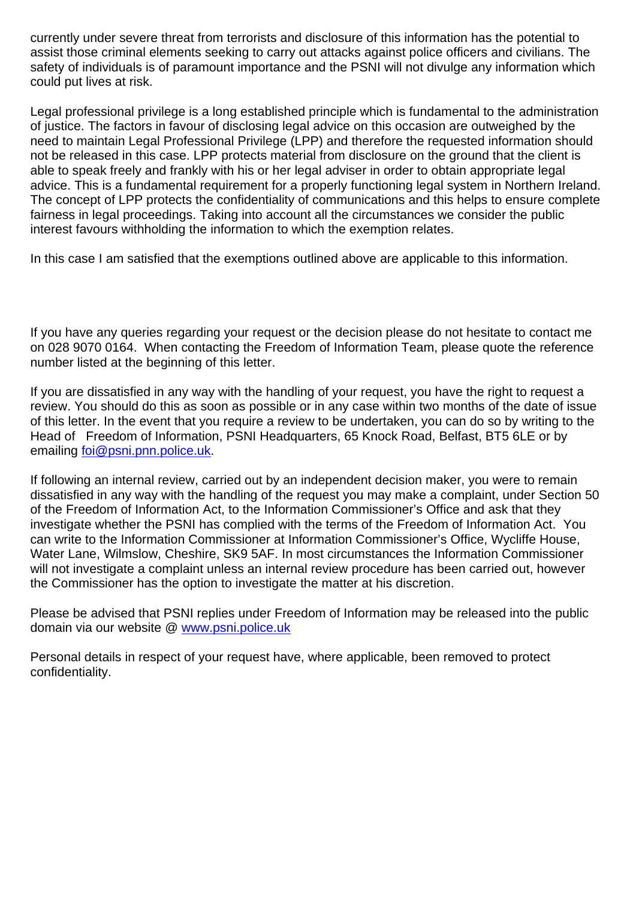currently under severe threat from terrorists and disclosure of this information has the potential to assist those criminal elements seeking to carry out attacks against police officers and civilians. The safety of individuals is of paramount importance and the PSNI will not divulge any information which could put lives at risk.

Legal professional privilege is a long established principle which is fundamental to the administration of justice. The factors in favour of disclosing legal advice on this occasion are outweighed by the need to maintain Legal Professional Privilege (LPP) and therefore the requested information should not be released in this case. LPP protects material from disclosure on the ground that the client is able to speak freely and frankly with his or her legal adviser in order to obtain appropriate legal advice. This is a fundamental requirement for a properly functioning legal system in Northern Ireland. The concept of LPP protects the confidentiality of communications and this helps to ensure complete fairness in legal proceedings. Taking into account all the circumstances we consider the public interest favours withholding the information to which the exemption relates.

In this case I am satisfied that the exemptions outlined above are applicable to this information.

If you have any queries regarding your request or the decision please do not hesitate to contact me on 028 9070 0164. When contacting the Freedom of Information Team, please quote the reference number listed at the beginning of this letter.

If you are dissatisfied in any way with the handling of your request, you have the right to request a review. You should do this as soon as possible or in any case within two months of the date of issue of this letter. In the event that you require a review to be undertaken, you can do so by writing to the Head of Freedom of Information, PSNI Headquarters, 65 Knock Road, Belfast, BT5 6LE or by emailing [foi@psni.pnn.police.uk](mailto:foi@psni.pnn.police.uk).

If following an internal review, carried out by an independent decision maker, you were to remain dissatisfied in any way with the handling of the request you may make a complaint, under Section 50 of the Freedom of Information Act, to the Information Commissioner's Office and ask that they investigate whether the PSNI has complied with the terms of the Freedom of Information Act. You can write to the Information Commissioner at Information Commissioner's Office, Wycliffe House, Water Lane, Wilmslow, Cheshire, SK9 5AF. In most circumstances the Information Commissioner will not investigate a complaint unless an internal review procedure has been carried out, however the Commissioner has the option to investigate the matter at his discretion.

Please be advised that PSNI replies under Freedom of Information may be released into the public domain via our website @ [www.psni.police.uk](http://www.psni.police.uk)

Personal details in respect of your request have, where applicable, been removed to protect confidentiality.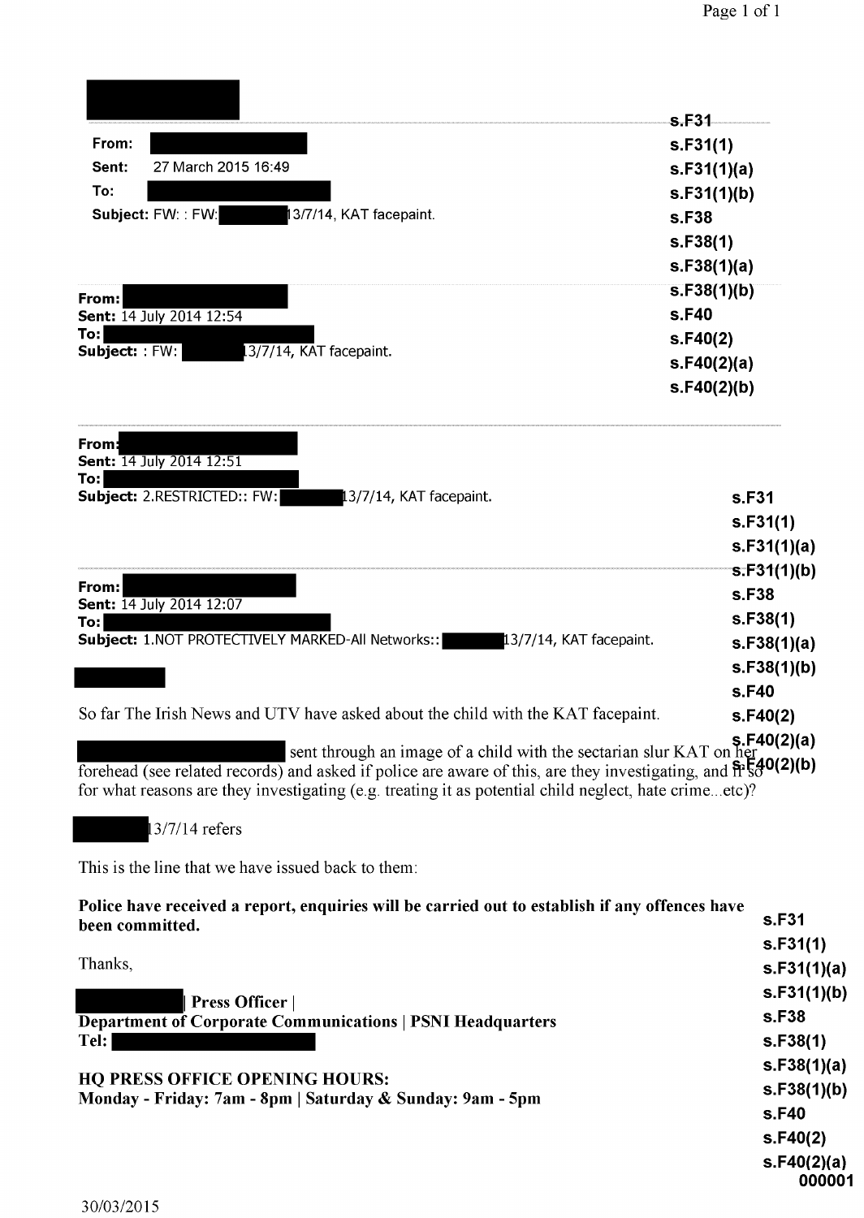**From:** 
**Sent:** 27 March 2015 16:49
**To:** 
**Subject:** FW: : FW: 13/7/14, KAT facepaint.

s.F31
s.F31(1)
s.F31(1)(a)
s.F31(1)(b)
s.F38
s.F38(1)
s.F38(1)(a)
s.F38(1)(b)
s.F40
s.F40(2)
s.F40(2)(a)
s.F40(2)(b)

---

**From:** 
**Sent:** 14 July 2014 12:54
**To:** 
**Subject:** : FW: 13/7/14, KAT facepaint.

---

**From:** 
**Sent:** 14 July 2014 12:51
**To:** 
**Subject:** 2.RESTRICTED:: FW: 13/7/14, KAT facepaint.

s.F31
s.F31(1)
s.F31(1)(a)
s.F31(1)(b)
s.F38
s.F38(1)
s.F38(1)(a)
s.F38(1)(b)
s.F40
s.F40(2)
s.F40(2)(a)
s.F40(2)(b)

---

**From:** 
**Sent:** 14 July 2014 12:07
**To:** 
**Subject:** 1.NOT PROTECTIVELY MARKED-All Networks:: 13/7/14, KAT facepaint.

So far The Irish News and UTV have asked about the child with the KAT facepaint.

sent through an image of a child with the sectarian slur KAT on her forehead (see related records) and asked if police are aware of this, are they investigating, and if so for what reasons are they investigating (e.g. treating it as potential child neglect, hate crime...etc)?

13/7/14 refers

This is the line that we have issued back to them:

**Police have received a report, enquiries will be carried out to establish if any offences have been committed.**

Thanks,

**| Press Officer |**
**Department of Corporate Communications | PSNI Headquarters**
**Tel:**

**HQ PRESS OFFICE OPENING HOURS:**
**Monday - Friday: 7am - 8pm | Saturday & Sunday: 9am - 5pm**

s.F31
s.F31(1)
s.F31(1)(a)
s.F31(1)(b)
s.F38
s.F38(1)
s.F38(1)(a)
s.F38(1)(b)
s.F40
s.F40(2)
s.F40(2)(a)

000001

30/03/2015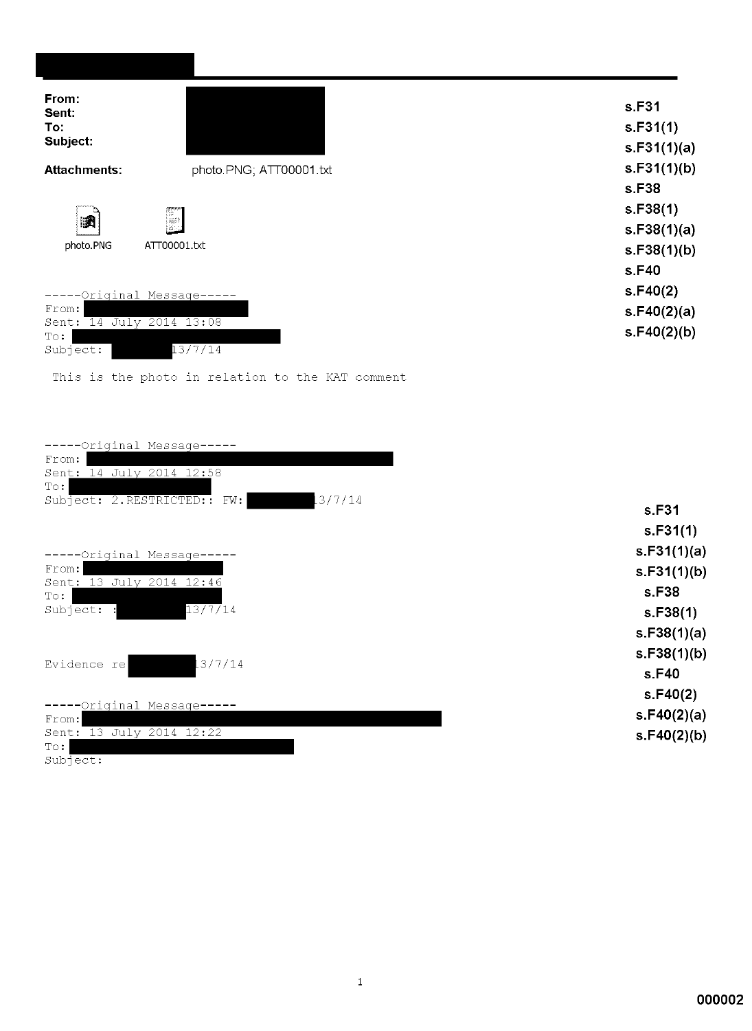**From:**
**Sent:**
**To:**
**Subject:**

**Attachments:** photo.PNG; ATT00001.txt

s.F31
s.F31(1)
s.F31(1)(a)
s.F31(1)(b)
s.F38
s.F38(1)
s.F38(1)(a)
s.F38(1)(b)
s.F40
s.F40(2)
s.F40(2)(a)
s.F40(2)(b)

photo.PNG ATT00001.txt

```
-----Original Message-----
From:
Sent: 14 July 2014 13:08
To:
Subject: 13/7/14

 This is the photo in relation to the KAT comment



-----Original Message-----
From:
Sent: 14 July 2014 12:58
To:
Subject: 2.RESTRICTED:: FW: 13/7/14


-----Original Message-----
From:
Sent: 13 July 2014 12:46
To:
Subject: : 13/7/14


Evidence re 13/7/14

-----Original Message-----
From:
Sent: 13 July 2014 12:22
To:
Subject:
```

s.F31
s.F31(1)
s.F31(1)(a)
s.F31(1)(b)
s.F38
s.F38(1)
s.F38(1)(a)
s.F38(1)(b)
s.F40
s.F40(2)
s.F40(2)(a)
s.F40(2)(b)

000002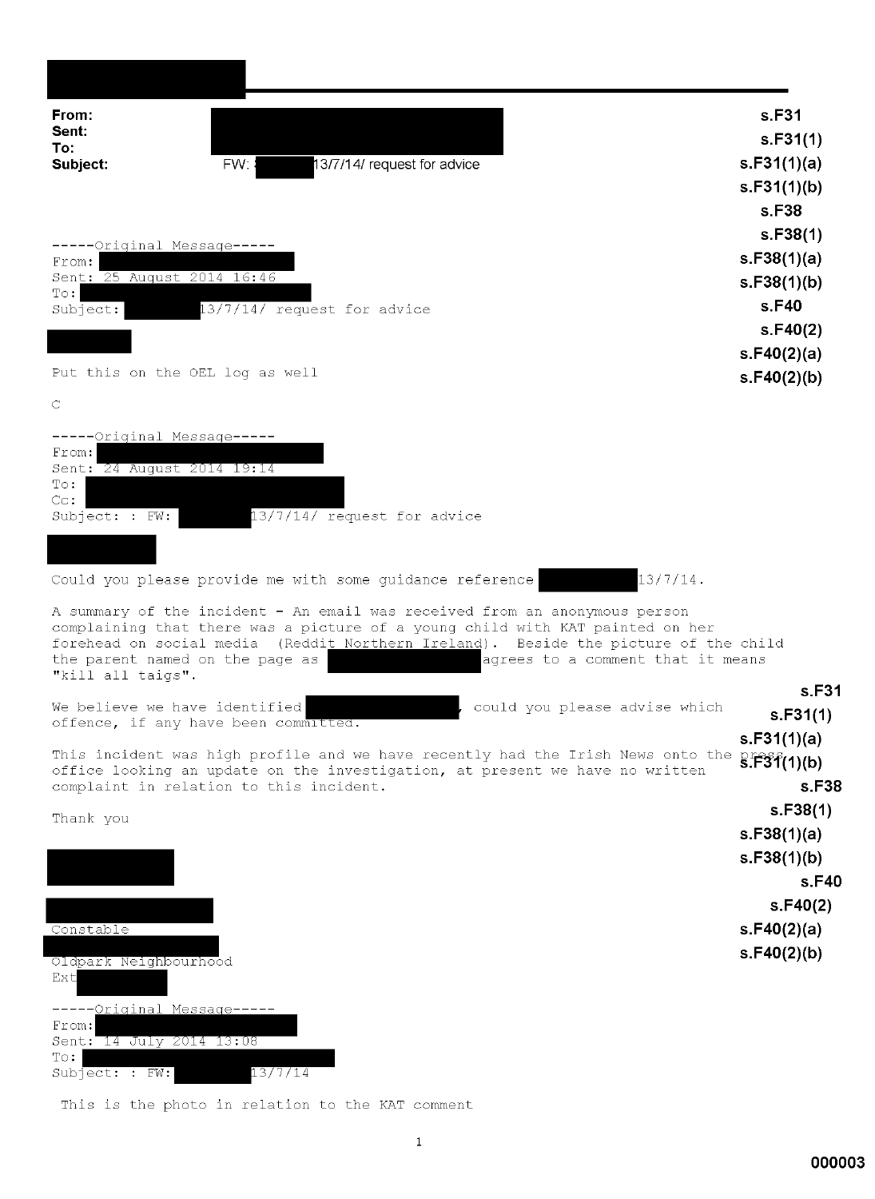**From:**
**Sent:**
**To:**
**Subject:** FW: 13/7/14/ request for advice

s.F31
s.F31(1)
s.F31(1)(a)
s.F31(1)(b)
s.F38
s.F38(1)
s.F38(1)(a)
s.F38(1)(b)
s.F40
s.F40(2)
s.F40(2)(a)
s.F40(2)(b)

```
-----Original Message-----
From:
Sent: 25 August 2014 16:46
To:
Subject: 13/7/14/ request for advice

Put this on the OEL log as well

C

-----Original Message-----
From:
Sent: 24 August 2014 19:14
To:
Cc:
Subject: : FW: 13/7/14/ request for advice

Could you please provide me with some guidance reference 13/7/14.

A summary of the incident - An email was received from an anonymous person
complaining that there was a picture of a young child with KAT painted on her
forehead on social media (Reddit Northern Ireland). Beside the picture of the child
the parent named on the page as agrees to a comment that it means
"kill all taigs".

We believe we have identified , could you please advise which
offence, if any have been committed.

This incident was high profile and we have recently had the Irish News onto the press
office looking an update on the investigation, at present we have no written
complaint in relation to this incident.

Thank you

Constable
Oldpark Neighbourhood
Ext

-----Original Message-----
From:
Sent: 14 July 2014 13:08
To:
Subject: : FW: 13/7/14

 This is the photo in relation to the KAT comment
```

s.F31
s.F31(1)
s.F31(1)(a)
s.F31(1)(b)
s.F38
s.F38(1)
s.F38(1)(a)
s.F38(1)(b)
s.F40
s.F40(2)
s.F40(2)(a)
s.F40(2)(b)

000003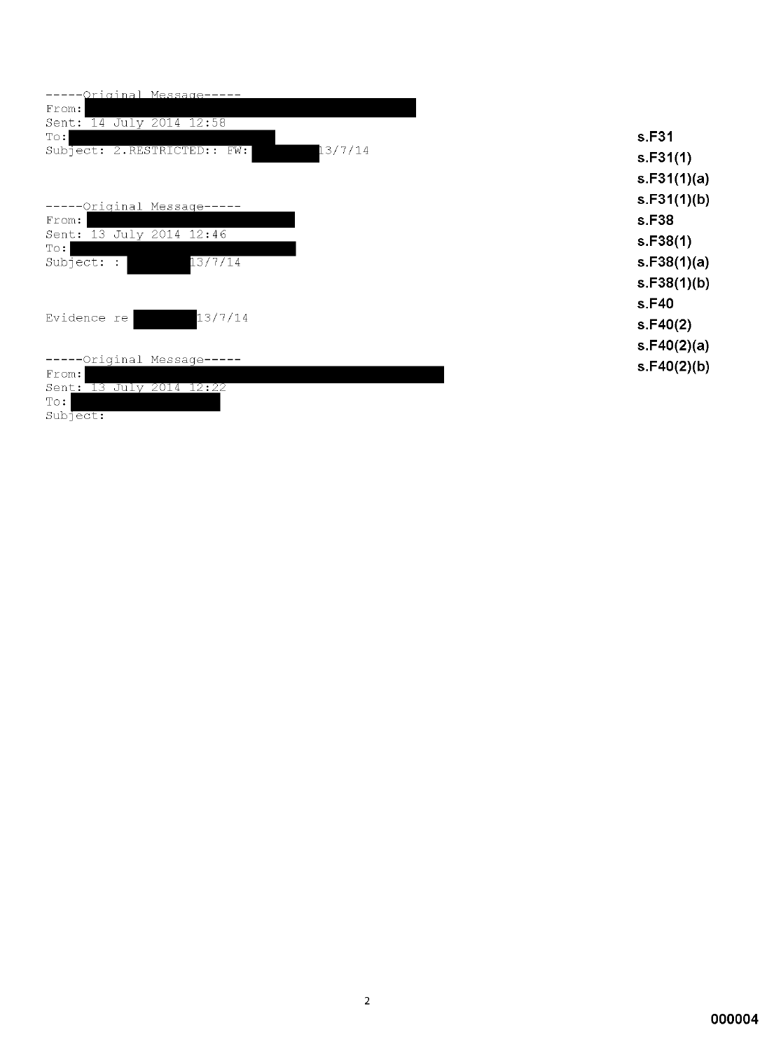```
-----Original Message-----
From: 
Sent: 14 July 2014 12:58
To: 
Subject: 2.RESTRICTED:: FW:           13/7/14


-----Original Message-----
From: 
Sent: 13 July 2014 12:46
To: 
Subject: :           13/7/14


Evidence re           13/7/14

-----Original Message-----
From: 
Sent: 13 July 2014 12:22
To: 
Subject:
```

s.F31
s.F31(1)
s.F31(1)(a)
s.F31(1)(b)
s.F38
s.F38(1)
s.F38(1)(a)
s.F38(1)(b)
s.F40
s.F40(2)
s.F40(2)(a)
s.F40(2)(b)

000004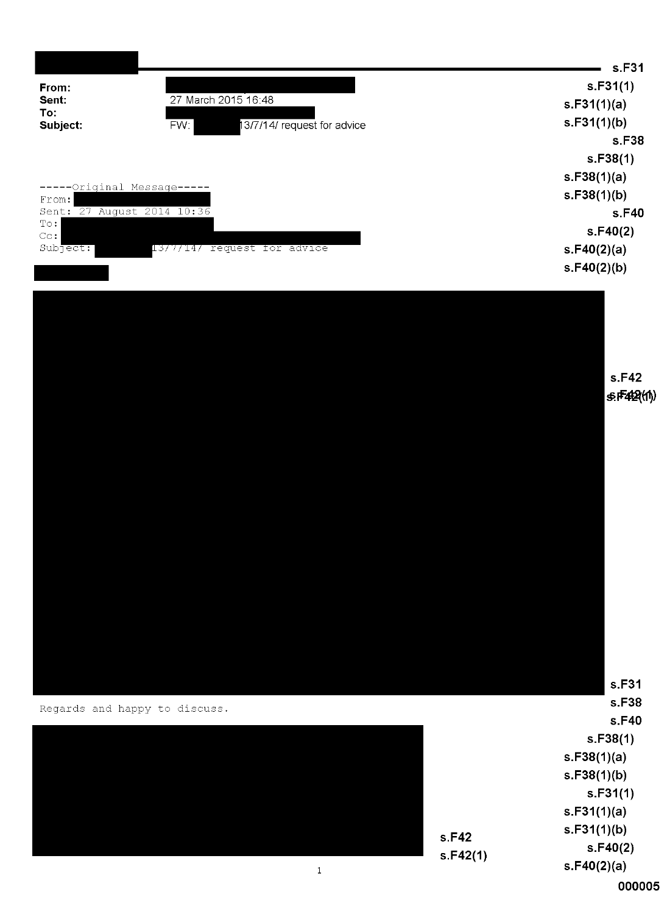s.F31

**From:**
**Sent:** 27 March 2015 16:48
**To:**
**Subject:** FW: 13/7/14/ request for advice

s.F31(1)
s.F31(1)(a)
s.F31(1)(b)
s.F38
s.F38(1)
s.F38(1)(a)
s.F38(1)(b)
s.F40
s.F40(2)
s.F40(2)(a)
s.F40(2)(b)

```
-----Original Message-----
From:
Sent: 27 August 2014 10:36
To:
Cc:
Subject:  13/7/14/ request for advice
```

s.F42
s.F42(1)

s.F31
s.F38
s.F40

Regards and happy to discuss.

s.F38(1)
s.F38(1)(a)
s.F38(1)(b)
s.F31(1)
s.F31(1)(a)
s.F31(1)(b)
s.F40(2)
s.F40(2)(a)

s.F42
s.F42(1)

000005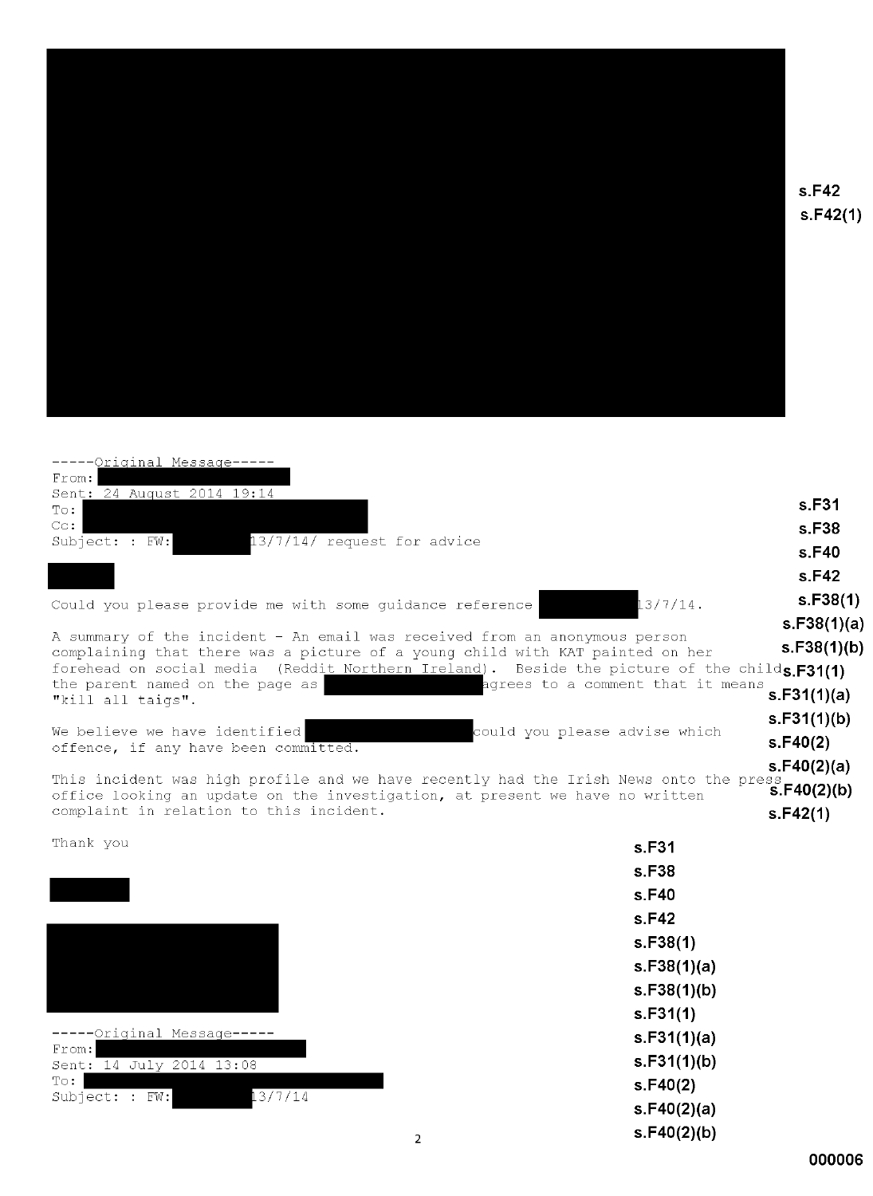s.F42
s.F42(1)

-----Original Message-----
From: 
Sent: 24 August 2014 19:14
To: 
Cc: 
Subject: : FW: 13/7/14/ request for advice

s.F31
s.F38
s.F40
s.F42
s.F38(1)
s.F38(1)(a)
s.F38(1)(b)
s.F31(1)
s.F31(1)(a)
s.F31(1)(b)
s.F40(2)
s.F40(2)(a)
s.F40(2)(b)
s.F42(1)

Could you please provide me with some guidance reference 13/7/14.

A summary of the incident - An email was received from an anonymous person complaining that there was a picture of a young child with KAT painted on her forehead on social media (Reddit Northern Ireland). Beside the picture of the child the parent named on the page as agrees to a comment that it means "kill all taigs".

We believe we have identified could you please advise which offence, if any have been committed.

This incident was high profile and we have recently had the Irish News onto the press office looking an update on the investigation, at present we have no written complaint in relation to this incident.

Thank you

s.F31
s.F38
s.F40
s.F42
s.F38(1)
s.F38(1)(a)
s.F38(1)(b)
s.F31(1)
s.F31(1)(a)
s.F31(1)(b)
s.F40(2)
s.F40(2)(a)
s.F40(2)(b)

-----Original Message-----
From: 
Sent: 14 July 2014 13:08
To: 
Subject: : FW: 13/7/14

000006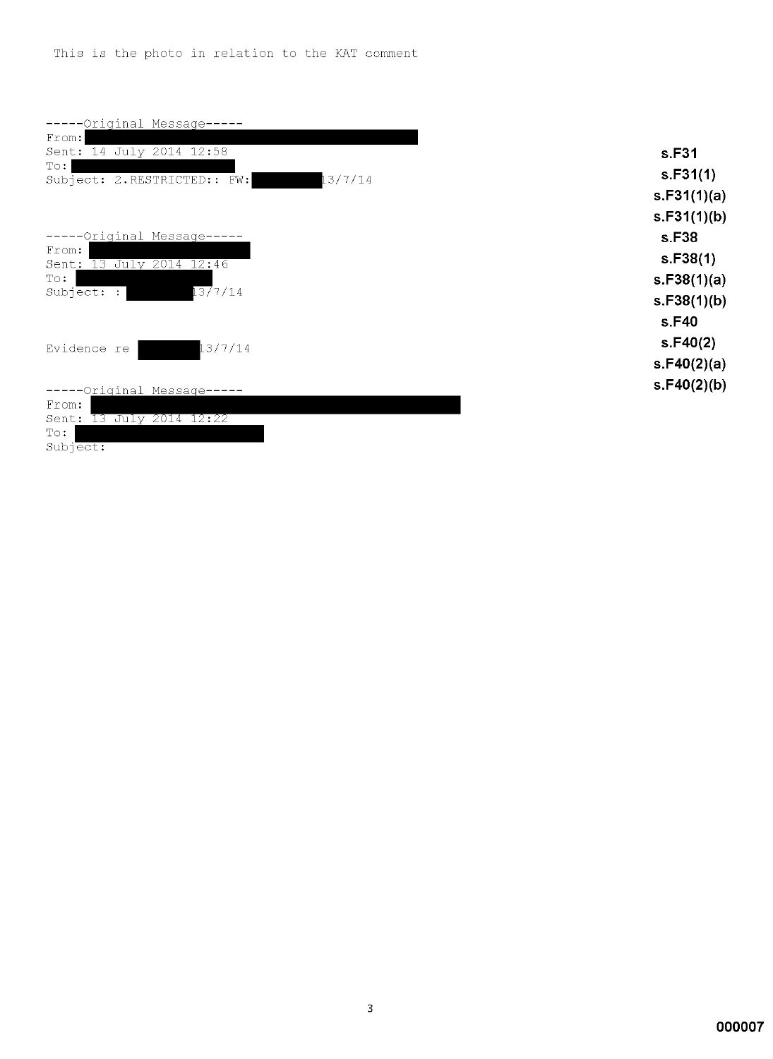This is the photo in relation to the KAT comment

-----Original Message-----
From:
Sent: 14 July 2014 12:58
To:
Subject: 2.RESTRICTED:: FW: 13/7/14

-----Original Message-----
From:
Sent: 13 July 2014 12:46
To:
Subject: : 13/7/14

Evidence re 13/7/14

-----Original Message-----
From:
Sent: 13 July 2014 12:22
To:
Subject:

s.F31
s.F31(1)
s.F31(1)(a)
s.F31(1)(b)
s.F38
s.F38(1)
s.F38(1)(a)
s.F38(1)(b)
s.F40
s.F40(2)
s.F40(2)(a)
s.F40(2)(b)

000007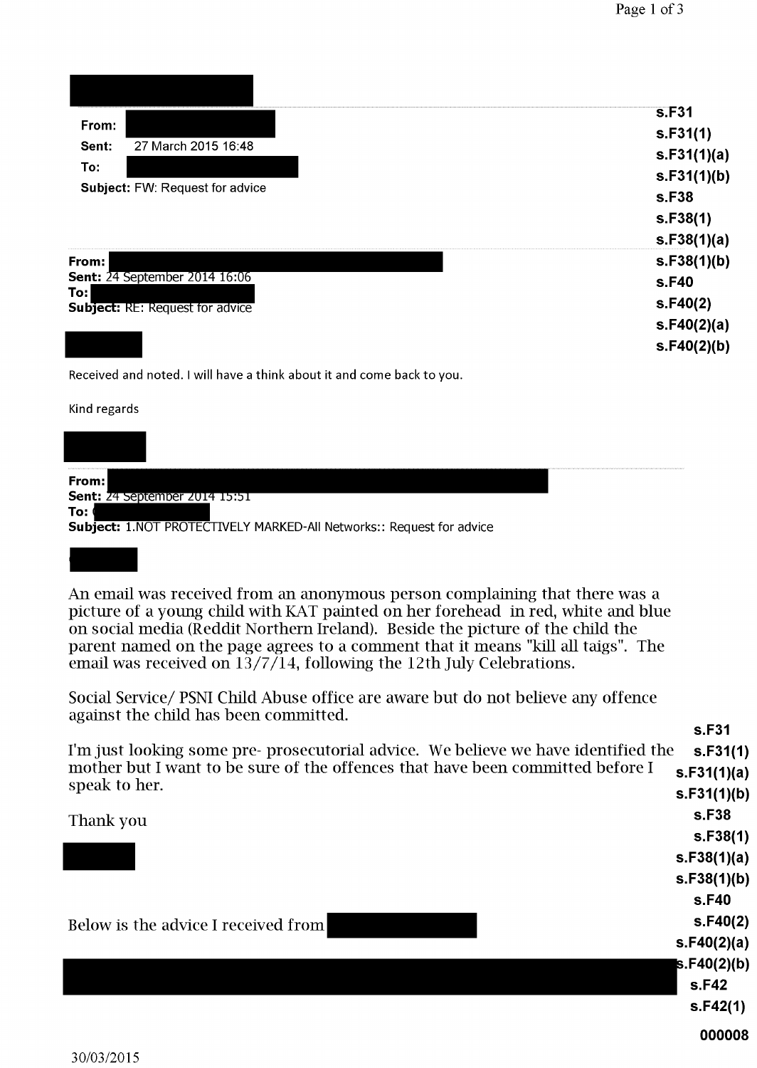**From:**
**Sent:** 27 March 2015 16:48
**To:**
**Subject:** FW: Request for advice

s.F31
s.F31(1)
s.F31(1)(a)
s.F31(1)(b)
s.F38
s.F38(1)
s.F38(1)(a)
s.F38(1)(b)
s.F40
s.F40(2)
s.F40(2)(a)
s.F40(2)(b)

---

**From:**
**Sent:** 24 September 2014 16:06
**To:**
**Subject:** RE: Request for advice

Received and noted. I will have a think about it and come back to you.

Kind regards

---

**From:**
**Sent:** 24 September 2014 15:51
**To:**
**Subject:** 1.NOT PROTECTIVELY MARKED-All Networks:: Request for advice

An email was received from an anonymous person complaining that there was a picture of a young child with KAT painted on her forehead in red, white and blue on social media (Reddit Northern Ireland). Beside the picture of the child the parent named on the page agrees to a comment that it means "kill all taigs". The email was received on 13/7/14, following the 12th July Celebrations.

Social Service/ PSNI Child Abuse office are aware but do not believe any offence against the child has been committed.

I'm just looking some pre- prosecutorial advice. We believe we have identified the mother but I want to be sure of the offences that have been committed before I speak to her.

Thank you

Below is the advice I received from

s.F31
s.F31(1)
s.F31(1)(a)
s.F31(1)(b)
s.F38
s.F38(1)
s.F38(1)(a)
s.F38(1)(b)
s.F40
s.F40(2)
s.F40(2)(a)
s.F40(2)(b)
s.F42
s.F42(1)

000008

30/03/2015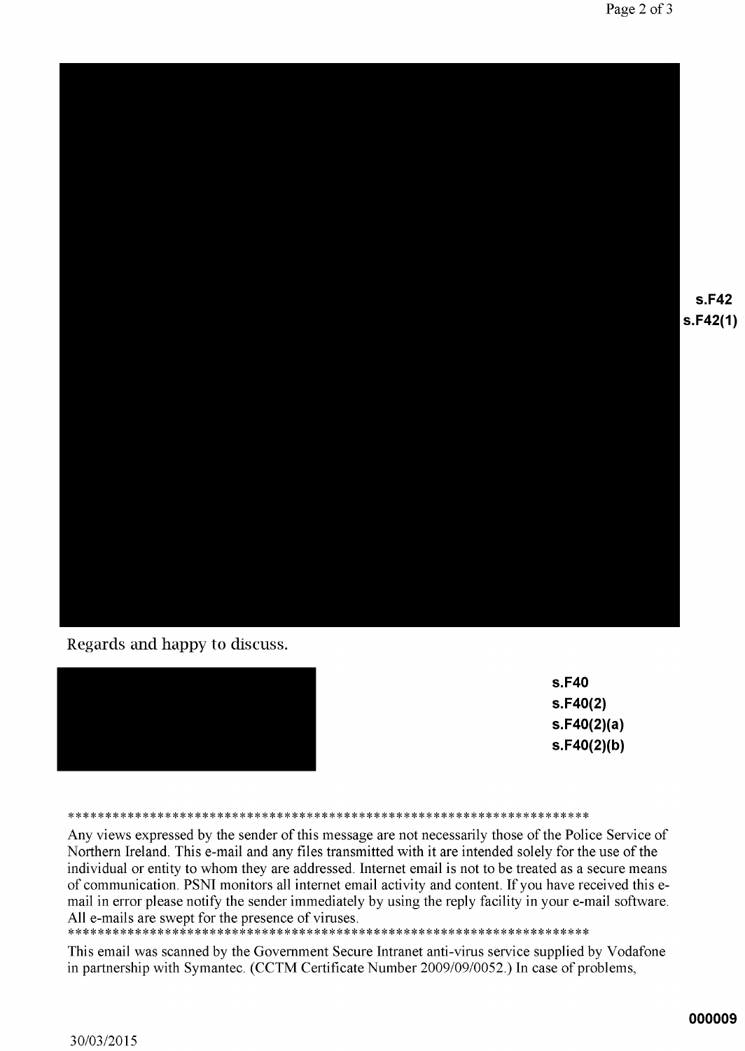s.F42
s.F42(1)

Regards and happy to discuss.

s.F40
s.F40(2)
s.F40(2)(a)
s.F40(2)(b)

************************************************************************

Any views expressed by the sender of this message are not necessarily those of the Police Service of Northern Ireland. This e-mail and any files transmitted with it are intended solely for the use of the individual or entity to whom they are addressed. Internet email is not to be treated as a secure means of communication. PSNI monitors all internet email activity and content. If you have received this e-mail in error please notify the sender immediately by using the reply facility in your e-mail software. All e-mails are swept for the presence of viruses.

************************************************************************

This email was scanned by the Government Secure Intranet anti-virus service supplied by Vodafone in partnership with Symantec. (CCTM Certificate Number 2009/09/0052.) In case of problems,

000009

30/03/2015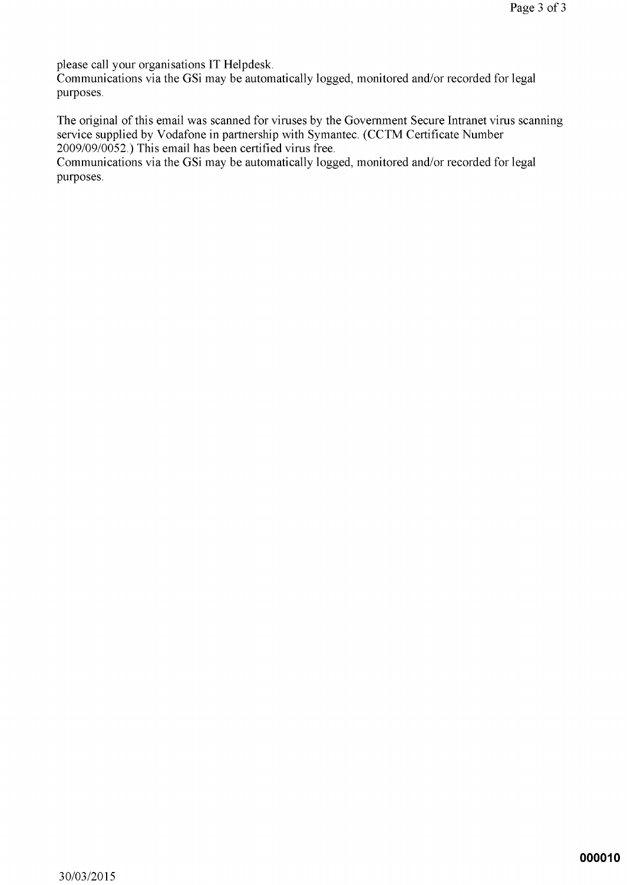please call your organisations IT Helpdesk.
Communications via the GSi may be automatically logged, monitored and/or recorded for legal purposes.

The original of this email was scanned for viruses by the Government Secure Intranet virus scanning service supplied by Vodafone in partnership with Symantec. (CCTM Certificate Number 2009/09/0052.) This email has been certified virus free.
Communications via the GSi may be automatically logged, monitored and/or recorded for legal purposes.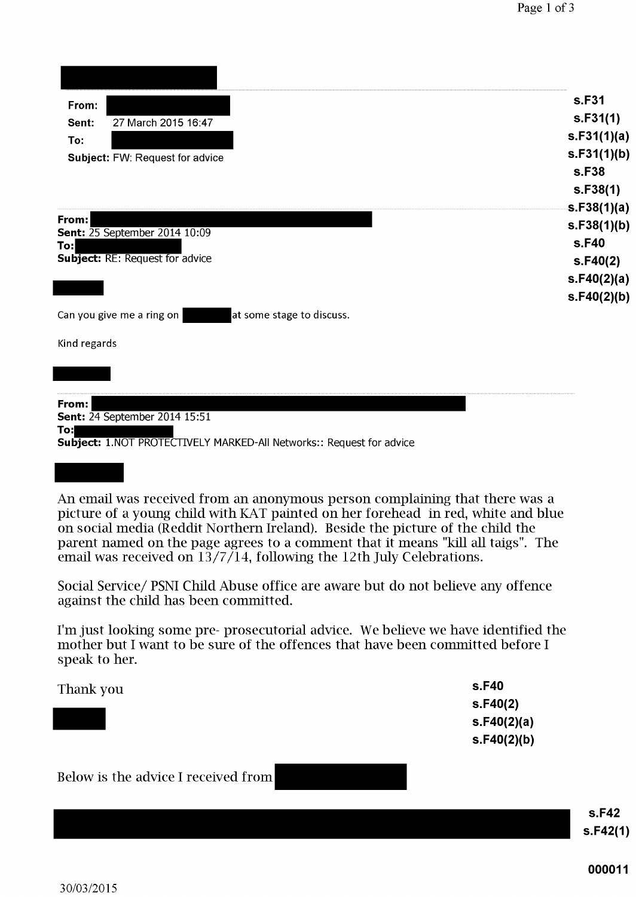**From:** 
**Sent:** 27 March 2015 16:47
**To:** 
**Subject:** FW: Request for advice

s.F31
s.F31(1)
s.F31(1)(a)
s.F31(1)(b)
s.F38
s.F38(1)
s.F38(1)(a)
s.F38(1)(b)
s.F40
s.F40(2)
s.F40(2)(a)
s.F40(2)(b)

**From:** 
**Sent:** 25 September 2014 10:09
**To:** 
**Subject:** RE: Request for advice

Can you give me a ring on at some stage to discuss.

Kind regards

**From:** 
**Sent:** 24 September 2014 15:51
**To:** 
**Subject:** 1.NOT PROTECTIVELY MARKED-All Networks:: Request for advice

An email was received from an anonymous person complaining that there was a picture of a young child with KAT painted on her forehead in red, white and blue on social media (Reddit Northern Ireland). Beside the picture of the child the parent named on the page agrees to a comment that it means "kill all taigs". The email was received on 13/7/14, following the 12th July Celebrations.

Social Service/ PSNI Child Abuse office are aware but do not believe any offence against the child has been committed.

I'm just looking some pre- prosecutorial advice. We believe we have identified the mother but I want to be sure of the offences that have been committed before I speak to her.

Thank you

s.F40
s.F40(2)
s.F40(2)(a)
s.F40(2)(b)

Below is the advice I received from

s.F42
s.F42(1)

000011

30/03/2015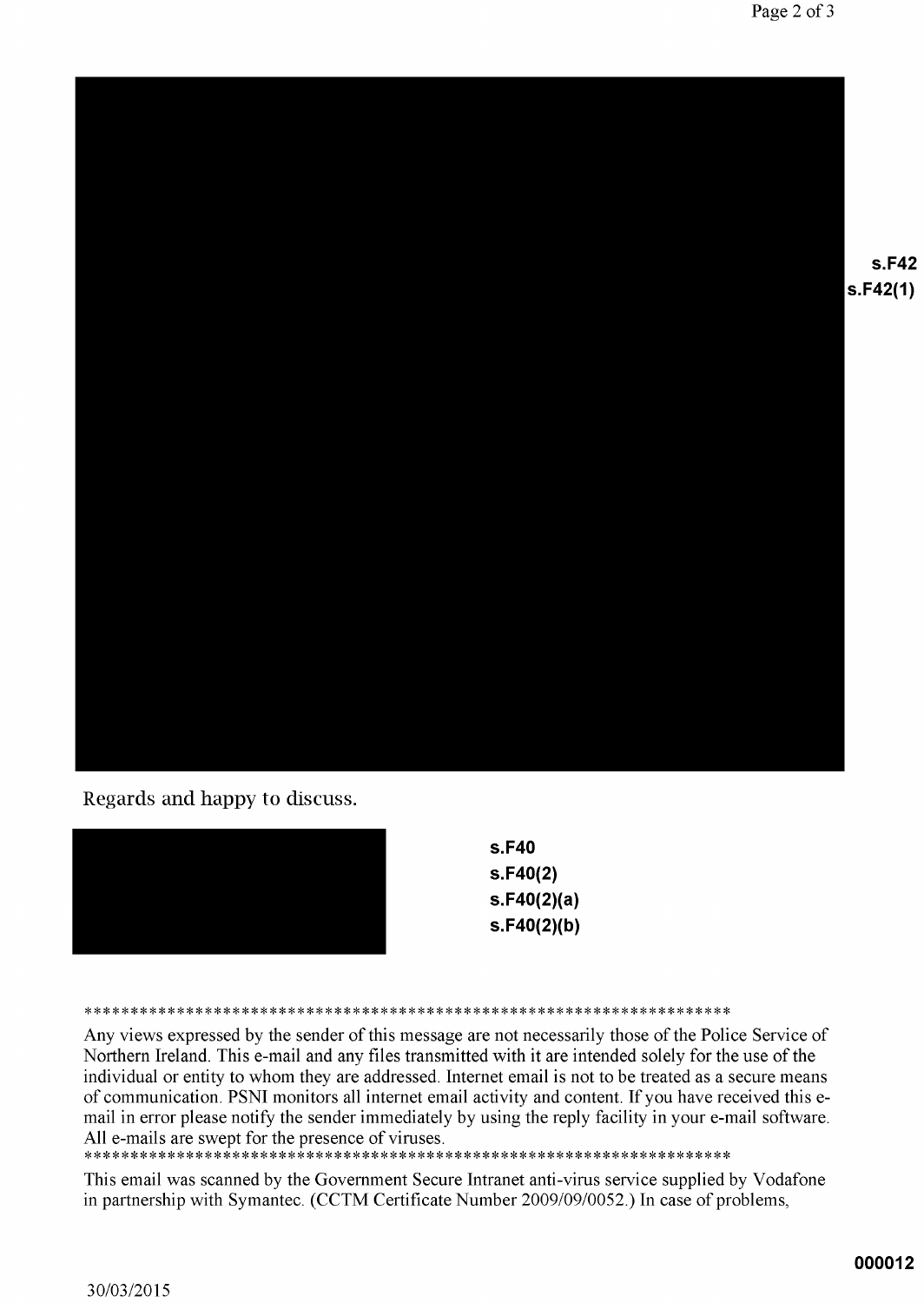s.F42
s.F42(1)

Regards and happy to discuss.

s.F40
s.F40(2)
s.F40(2)(a)
s.F40(2)(b)

************************************************************************

Any views expressed by the sender of this message are not necessarily those of the Police Service of Northern Ireland. This e-mail and any files transmitted with it are intended solely for the use of the individual or entity to whom they are addressed. Internet email is not to be treated as a secure means of communication. PSNI monitors all internet email activity and content. If you have received this e-mail in error please notify the sender immediately by using the reply facility in your e-mail software. All e-mails are swept for the presence of viruses.

************************************************************************

This email was scanned by the Government Secure Intranet anti-virus service supplied by Vodafone in partnership with Symantec. (CCTM Certificate Number 2009/09/0052.) In case of problems,

000012

30/03/2015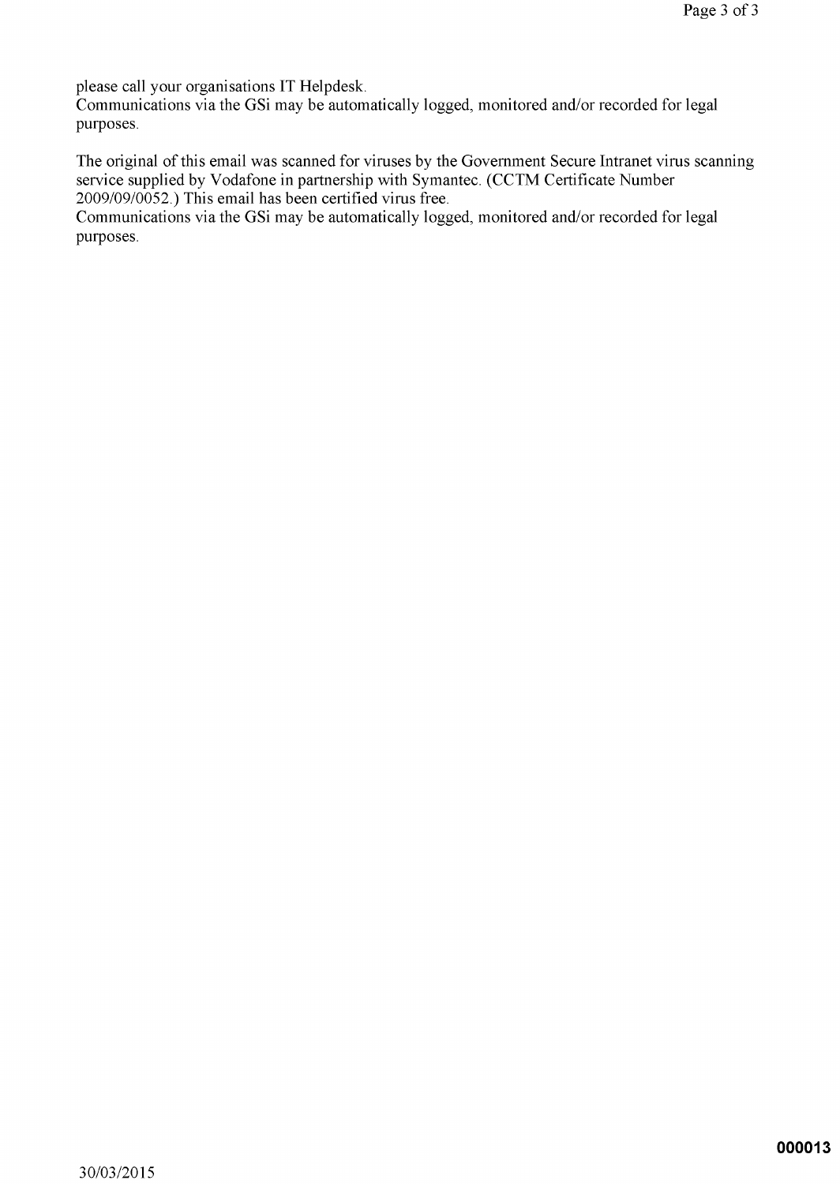please call your organisations IT Helpdesk.
Communications via the GSi may be automatically logged, monitored and/or recorded for legal purposes.

The original of this email was scanned for viruses by the Government Secure Intranet virus scanning service supplied by Vodafone in partnership with Symantec. (CCTM Certificate Number 2009/09/0052.) This email has been certified virus free.
Communications via the GSi may be automatically logged, monitored and/or recorded for legal purposes.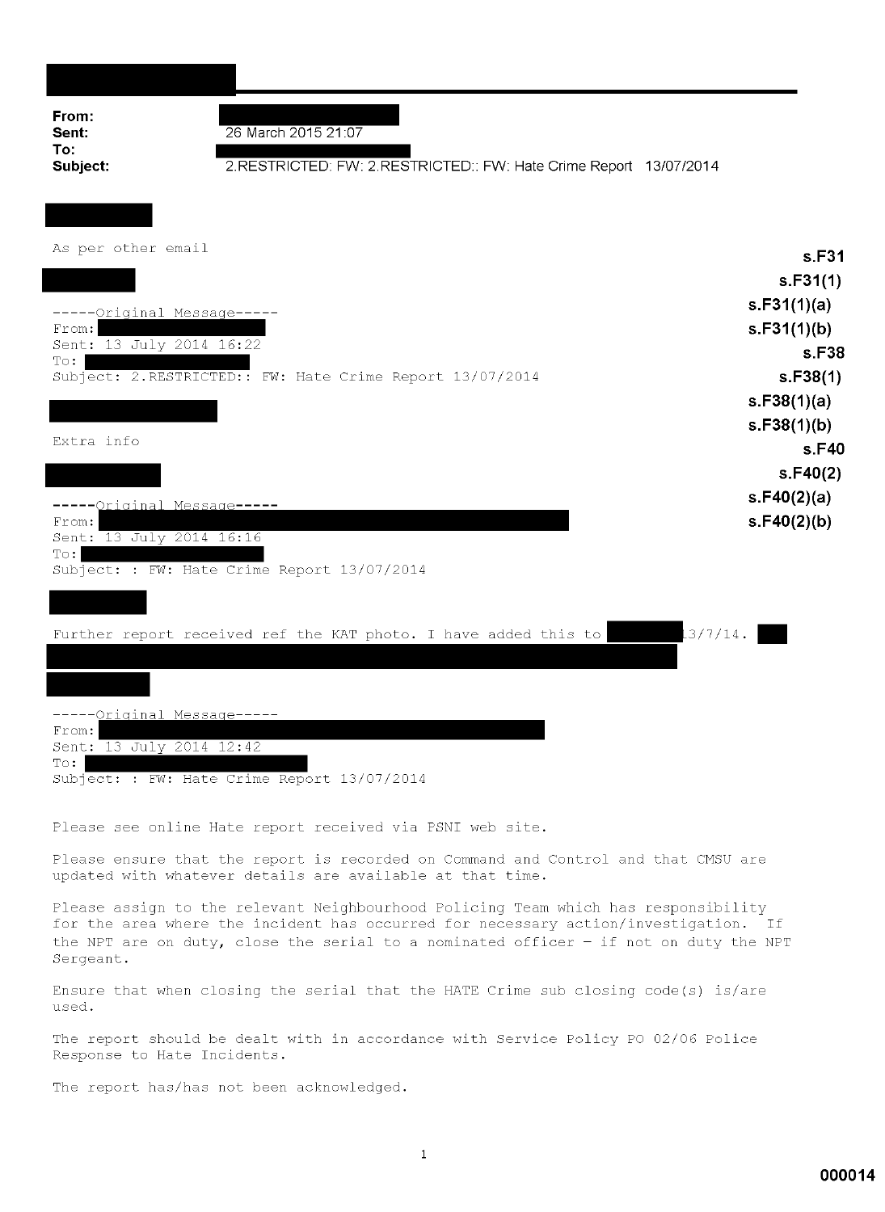**From:**
**Sent:** 26 March 2015 21:07
**To:**
**Subject:** 2.RESTRICTED: FW: 2.RESTRICTED:: FW: Hate Crime Report 13/07/2014

As per other email

s.F31
s.F31(1)
s.F31(1)(a)
s.F31(1)(b)
s.F38
s.F38(1)
s.F38(1)(a)
s.F38(1)(b)
s.F40
s.F40(2)
s.F40(2)(a)
s.F40(2)(b)

-----Original Message-----
From:
Sent: 13 July 2014 16:22
To:
Subject: 2.RESTRICTED:: FW: Hate Crime Report 13/07/2014

Extra info

-----Original Message-----
From:
Sent: 13 July 2014 16:16
To:
Subject: : FW: Hate Crime Report 13/07/2014

Further report received ref the KAT photo. I have added this to 13/7/14.

-----Original Message-----
From:
Sent: 13 July 2014 12:42
To:
Subject: : FW: Hate Crime Report 13/07/2014

Please see online Hate report received via PSNI web site.

Please ensure that the report is recorded on Command and Control and that CMSU are updated with whatever details are available at that time.

Please assign to the relevant Neighbourhood Policing Team which has responsibility for the area where the incident has occurred for necessary action/investigation. If the NPT are on duty, close the serial to a nominated officer - if not on duty the NPT Sergeant.

Ensure that when closing the serial that the HATE Crime sub closing code(s) is/are used.

The report should be dealt with in accordance with Service Policy PO 02/06 Police Response to Hate Incidents.

The report has/has not been acknowledged.

000014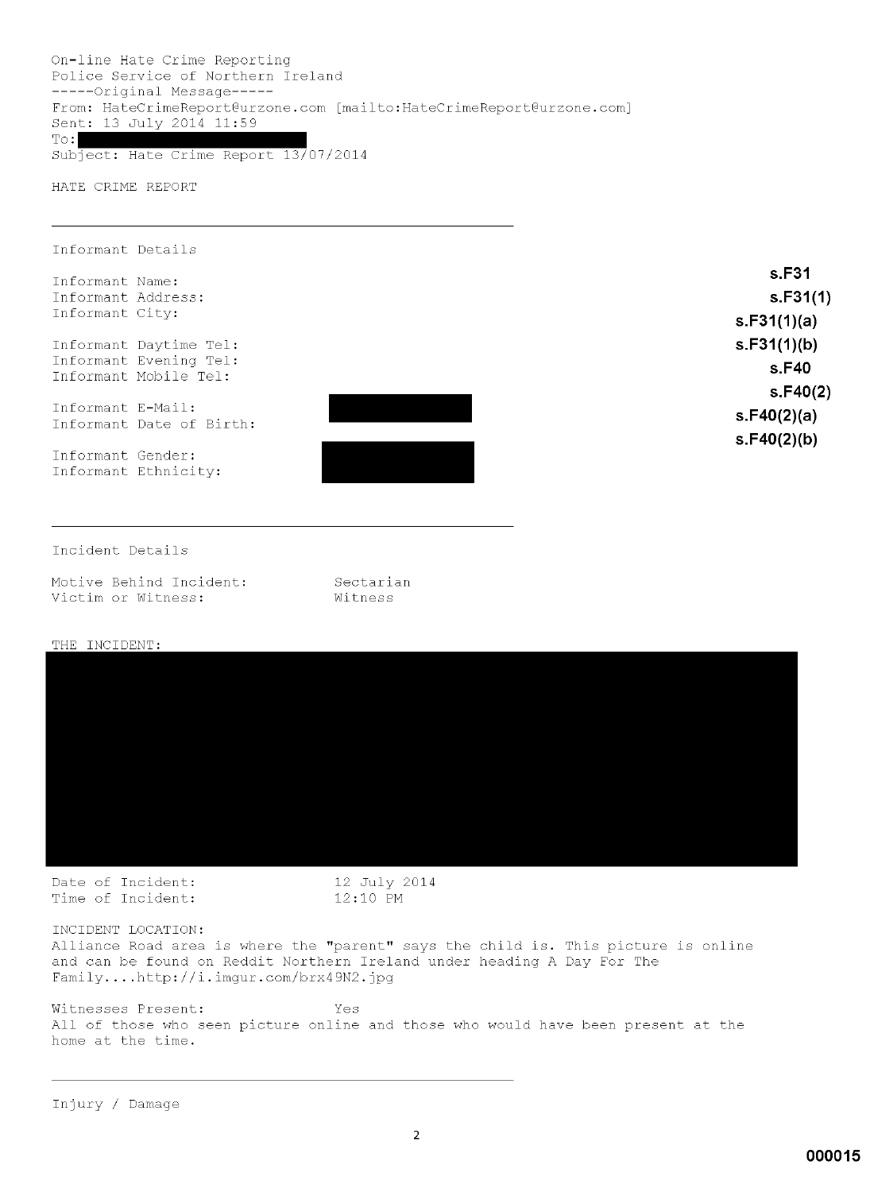On-line Hate Crime Reporting
Police Service of Northern Ireland
-----Original Message-----
From: HateCrimeReport@urzone.com [mailto:HateCrimeReport@urzone.com]
Sent: 13 July 2014 11:59
To: [REDACTED]
Subject: Hate Crime Report 13/07/2014

HATE CRIME REPORT

---

Informant Details

Informant Name:
Informant Address:
Informant City:

Informant Daytime Tel:
Informant Evening Tel:
Informant Mobile Tel:

Informant E-Mail: [REDACTED]
Informant Date of Birth:

Informant Gender: [REDACTED]
Informant Ethnicity:

s.F31
s.F31(1)
s.F31(1)(a)
s.F31(1)(b)
s.F40
s.F40(2)
s.F40(2)(a)
s.F40(2)(b)

---

Incident Details

| | |
|---|---|
| Motive Behind Incident: | Sectarian |
| Victim or Witness: | Witness |

THE INCIDENT:

[REDACTED]

| | |
|---|---|
| Date of Incident: | 12 July 2014 |
| Time of Incident: | 12:10 PM |

INCIDENT LOCATION:
Alliance Road area is where the "parent" says the child is. This picture is online and can be found on Reddit Northern Ireland under heading A Day For The Family....http://i.imgur.com/brx49N2.jpg

Witnesses Present: Yes
All of those who seen picture online and those who would have been present at the home at the time.

---

Injury / Damage

000015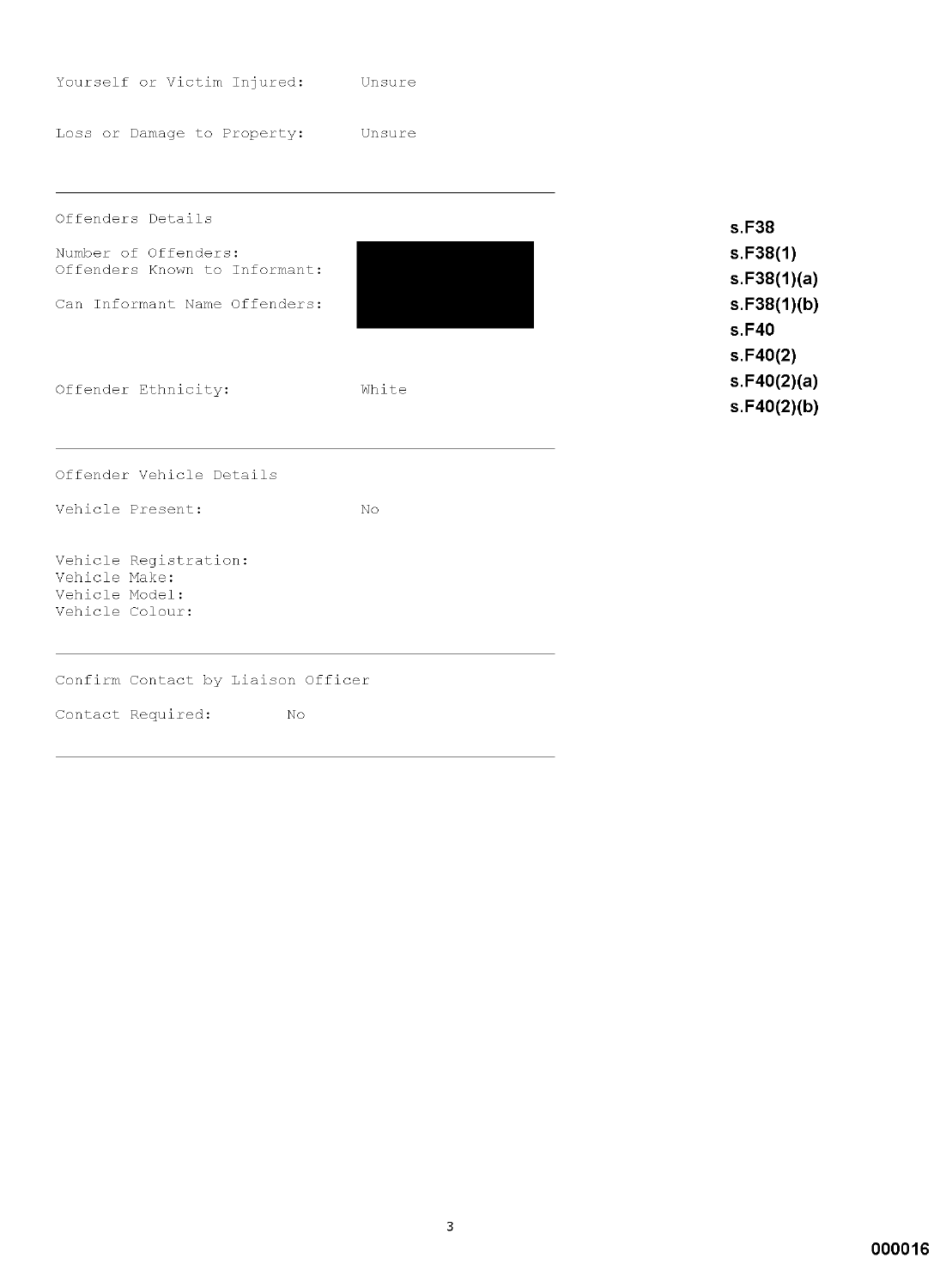Yourself or Victim Injured: Unsure

Loss or Damage to Property: Unsure

---

Offenders Details

Number of Offenders: 
Offenders Known to Informant: 

Can Informant Name Offenders: 

Offender Ethnicity: White

s.F38
s.F38(1)
s.F38(1)(a)
s.F38(1)(b)
s.F40
s.F40(2)
s.F40(2)(a)
s.F40(2)(b)

---

Offender Vehicle Details

Vehicle Present: No

Vehicle Registration:
Vehicle Make:
Vehicle Model:
Vehicle Colour:

---

Confirm Contact by Liaison Officer

Contact Required: No

---

000016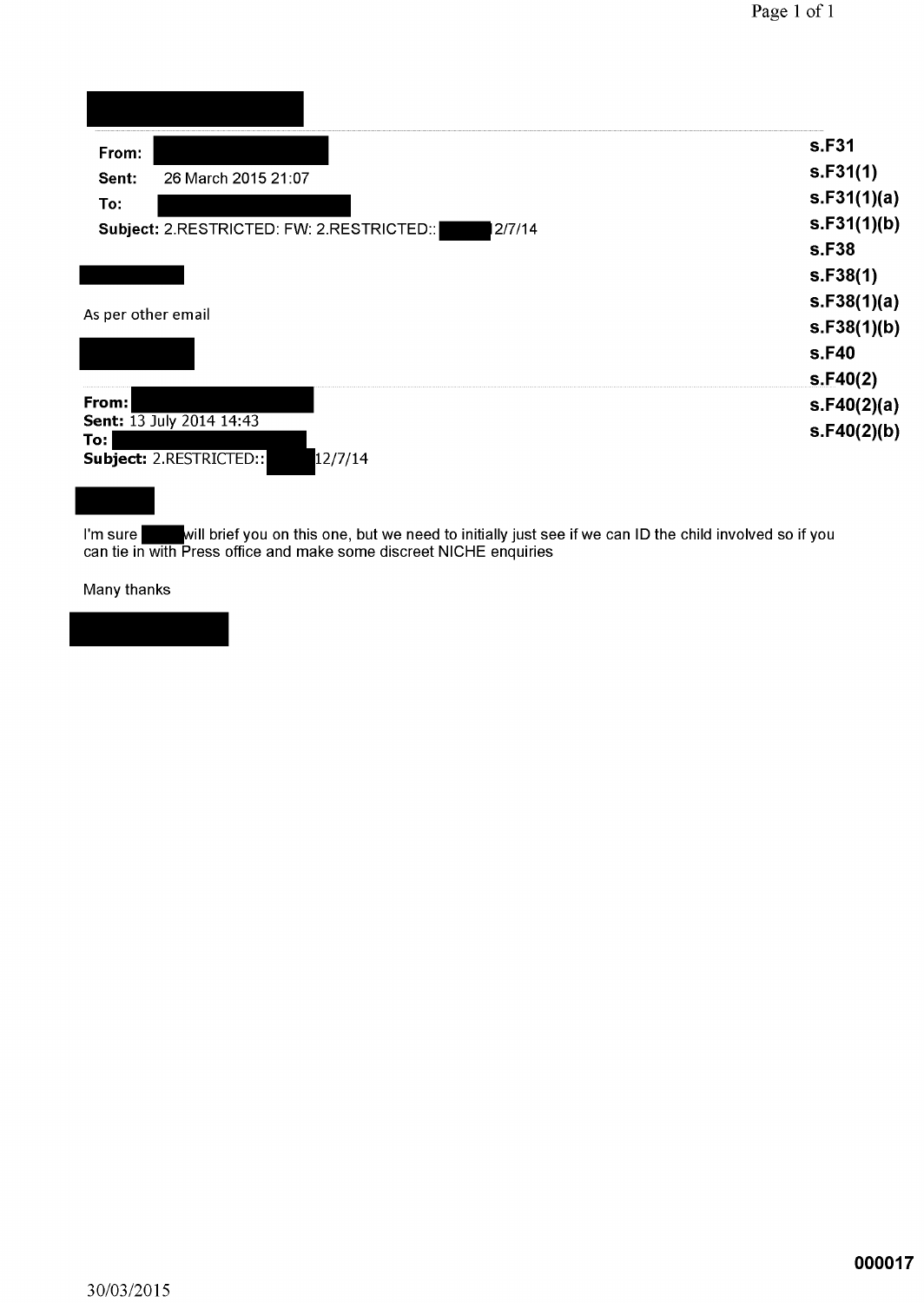**From:**
**Sent:** 26 March 2015 21:07
**To:**
**Subject:** 2.RESTRICTED: FW: 2.RESTRICTED:: 2/7/14

s.F31
s.F31(1)
s.F31(1)(a)
s.F31(1)(b)
s.F38
s.F38(1)
s.F38(1)(a)
s.F38(1)(b)
s.F40
s.F40(2)
s.F40(2)(a)
s.F40(2)(b)

As per other email

**From:**
**Sent:** 13 July 2014 14:43
**To:**
**Subject:** 2.RESTRICTED:: 12/7/14

I'm sure will brief you on this one, but we need to initially just see if we can ID the child involved so if you can tie in with Press office and make some discreet NICHE enquiries

Many thanks

000017

30/03/2015